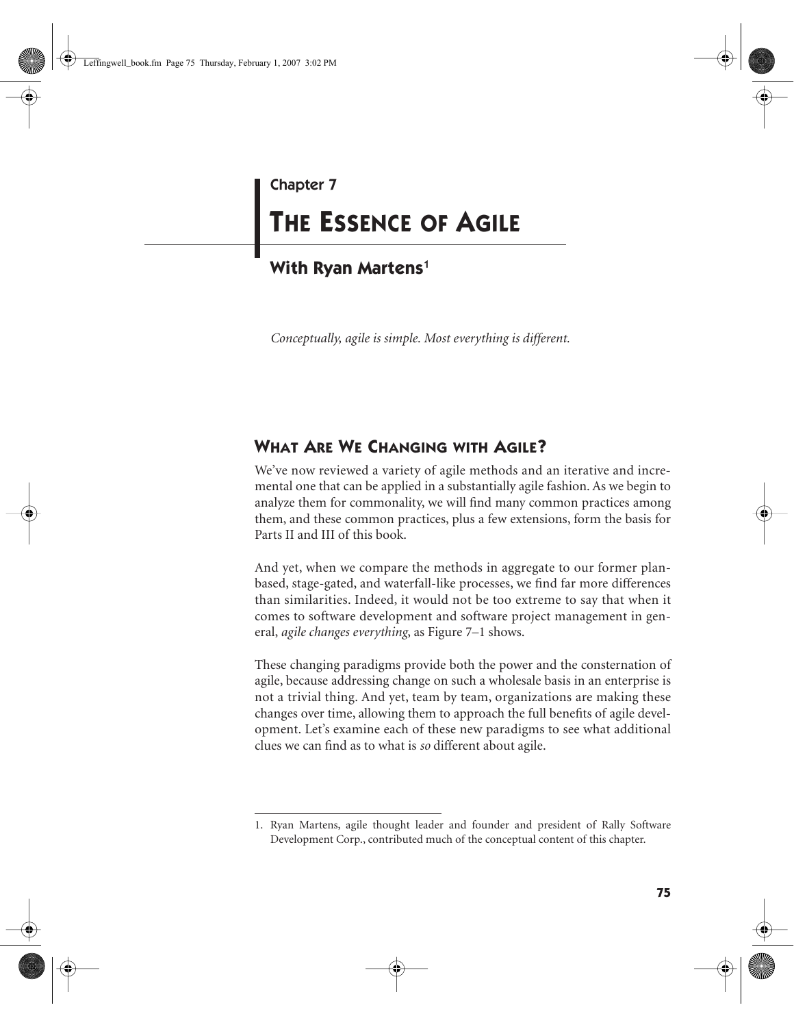Chapter 7

# THE ESSENCE OF AGILE

## With Ryan Martens[1]

*Conceptually, agile is simple. Most everything is different.*

## WHAT ARE WE CHANGING WITH AGILE?

We've now reviewed a variety of agile methods and an iterative and incremental one that can be applied in a substantially agile fashion. As we begin to analyze them for commonality, we will find many common practices among them, and these common practices, plus a few extensions, form the basis for Parts II and III of this book.

And yet, when we compare the methods in aggregate to our former plan-based, stage-gated, and waterfall-like processes, we find far more differences than similarities. Indeed, it would not be too extreme to say that when it comes to software development and software project management in general, *agile changes everything*, as Figure 7–1 shows.

These changing paradigms provide both the power and the consternation of agile, because addressing change on such a wholesale basis in an enterprise is not a trivial thing. And yet, team by team, organizations are making these changes over time, allowing them to approach the full benefits of agile development. Let's examine each of these new paradigms to see what additional clues we can find as to what is *so* different about agile.

---

1. Ryan Martens, agile thought leader and founder and president of Rally Software Development Corp., contributed much of the conceptual content of this chapter.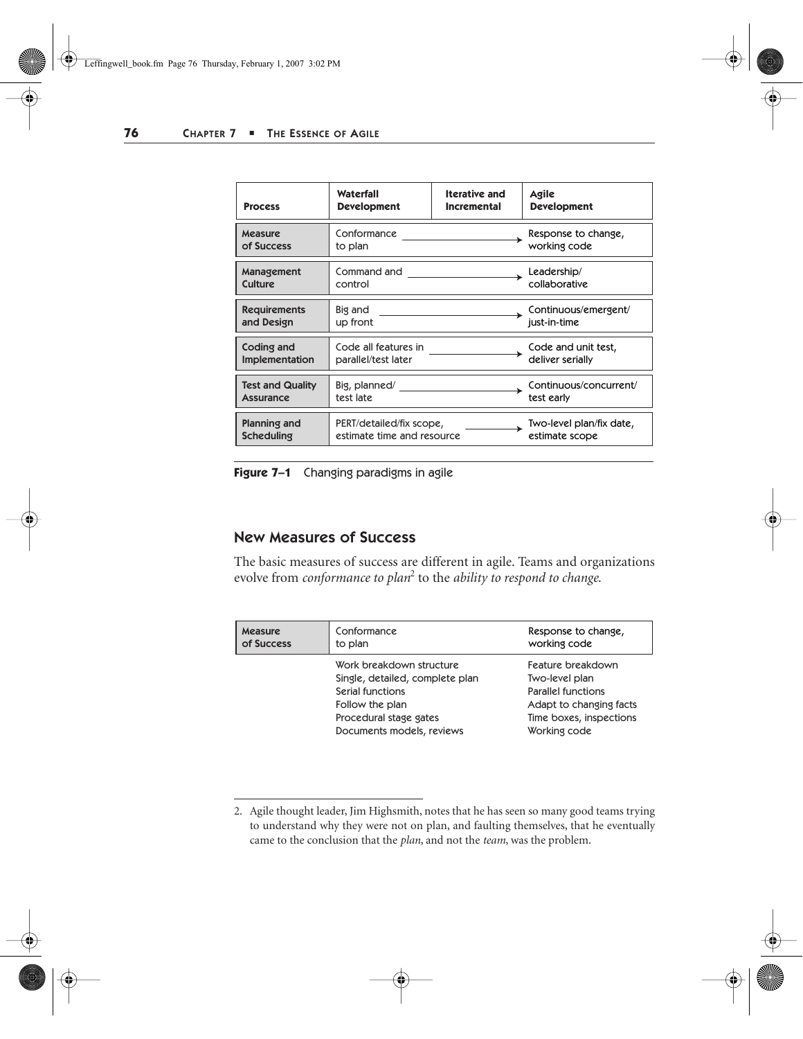| Process | Waterfall Development | Iterative and Incremental | Agile Development |
| --- | --- | --- | --- |
| Measure of Success | Conformance to plan | → | Response to change, working code |
| Management Culture | Command and control | → | Leadership/ collaborative |
| Requirements and Design | Big and up front | → | Continuous/emergent/ just-in-time |
| Coding and Implementation | Code all features in parallel/test later | → | Code and unit test, deliver serially |
| Test and Quality Assurance | Big, planned/ test late | → | Continuous/concurrent/ test early |
| Planning and Scheduling | PERT/detailed/fix scope, estimate time and resource | → | Two-level plan/fix date, estimate scope |

**Figure 7–1** Changing paradigms in agile

## New Measures of Success

The basic measures of success are different in agile. Teams and organizations evolve from *conformance to plan*[2] to the *ability to respond to change*.

| Measure of Success | Conformance to plan | Response to change, working code |
| --- | --- | --- |
| | Work breakdown structure | Feature breakdown |
| | Single, detailed, complete plan | Two-level plan |
| | Serial functions | Parallel functions |
| | Follow the plan | Adapt to changing facts |
| | Procedural stage gates | Time boxes, inspections |
| | Documents models, reviews | Working code |

2. Agile thought leader, Jim Highsmith, notes that he has seen so many good teams trying to understand why they were not on plan, and faulting themselves, that he eventually came to the conclusion that the *plan*, and not the *team*, was the problem.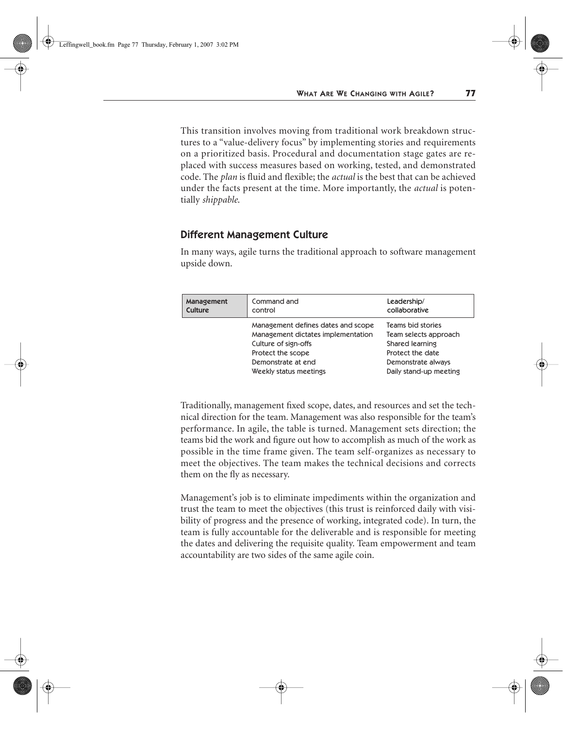This transition involves moving from traditional work breakdown structures to a "value-delivery focus" by implementing stories and requirements on a prioritized basis. Procedural and documentation stage gates are replaced with success measures based on working, tested, and demonstrated code. The *plan* is fluid and flexible; the *actual* is the best that can be achieved under the facts present at the time. More importantly, the *actual* is potentially *shippable*.

## Different Management Culture

In many ways, agile turns the traditional approach to software management upside down.

| Management Culture | Command and control | Leadership/ collaborative |
|---|---|---|
| | Management defines dates and scope | Teams bid stories |
| | Management dictates implementation | Team selects approach |
| | Culture of sign-offs | Shared learning |
| | Protect the scope | Protect the date |
| | Demonstrate at end | Demonstrate always |
| | Weekly status meetings | Daily stand-up meeting |

Traditionally, management fixed scope, dates, and resources and set the technical direction for the team. Management was also responsible for the team's performance. In agile, the table is turned. Management sets direction; the teams bid the work and figure out how to accomplish as much of the work as possible in the time frame given. The team self-organizes as necessary to meet the objectives. The team makes the technical decisions and corrects them on the fly as necessary.

Management's job is to eliminate impediments within the organization and trust the team to meet the objectives (this trust is reinforced daily with visibility of progress and the presence of working, integrated code). In turn, the team is fully accountable for the deliverable and is responsible for meeting the dates and delivering the requisite quality. Team empowerment and team accountability are two sides of the same agile coin.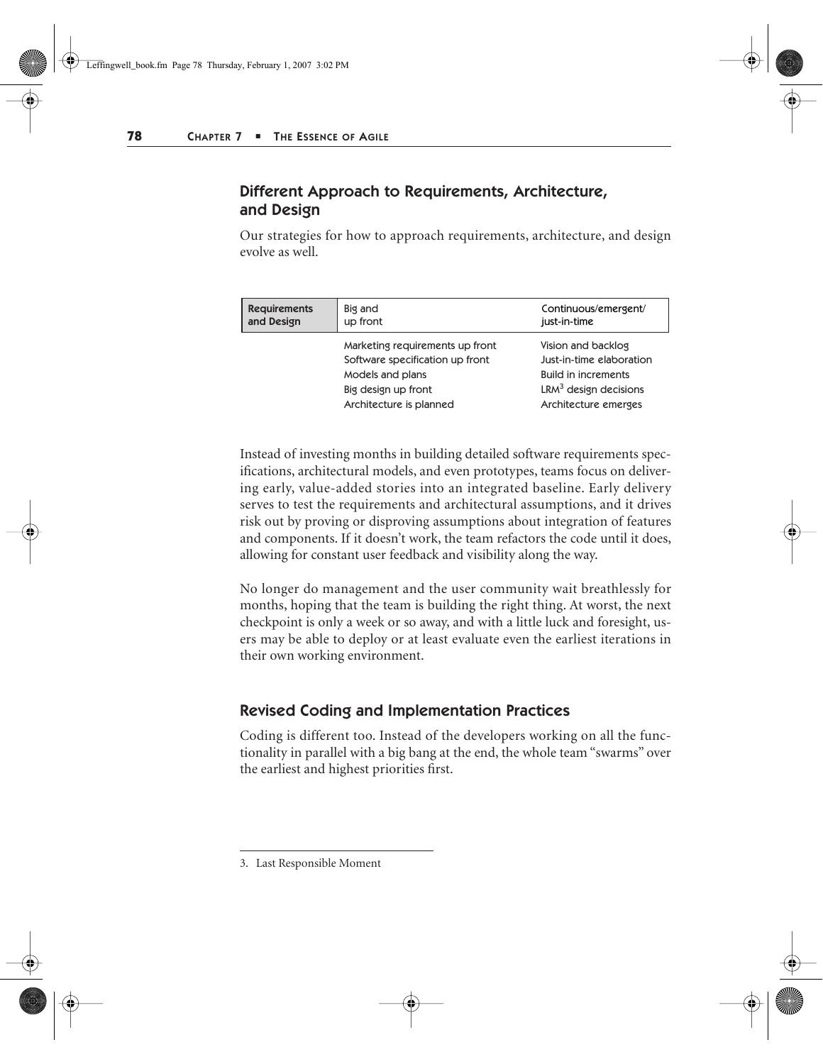## Different Approach to Requirements, Architecture, and Design

Our strategies for how to approach requirements, architecture, and design evolve as well.

| Requirements and Design | Big and up front | Continuous/emergent/ just-in-time |
|---|---|---|
| | Marketing requirements up front | Vision and backlog |
| | Software specification up front | Just-in-time elaboration |
| | Models and plans | Build in increments |
| | Big design up front | LRM[3] design decisions |
| | Architecture is planned | Architecture emerges |

Instead of investing months in building detailed software requirements specifications, architectural models, and even prototypes, teams focus on delivering early, value-added stories into an integrated baseline. Early delivery serves to test the requirements and architectural assumptions, and it drives risk out by proving or disproving assumptions about integration of features and components. If it doesn't work, the team refactors the code until it does, allowing for constant user feedback and visibility along the way.

No longer do management and the user community wait breathlessly for months, hoping that the team is building the right thing. At worst, the next checkpoint is only a week or so away, and with a little luck and foresight, users may be able to deploy or at least evaluate even the earliest iterations in their own working environment.

## Revised Coding and Implementation Practices

Coding is different too. Instead of the developers working on all the functionality in parallel with a big bang at the end, the whole team "swarms" over the earliest and highest priorities first.

3. Last Responsible Moment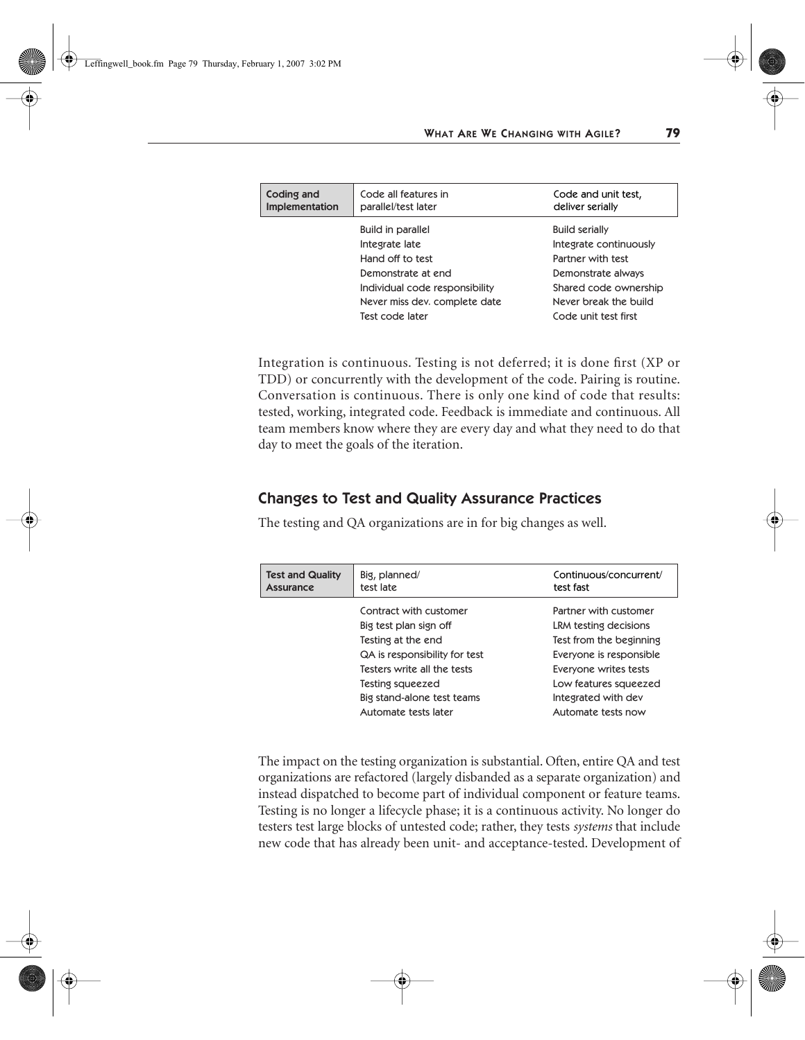| Coding and Implementation | Code all features in parallel/test later | Code and unit test, deliver serially |
|---|---|---|
| | Build in parallel | Build serially |
| | Integrate late | Integrate continuously |
| | Hand off to test | Partner with test |
| | Demonstrate at end | Demonstrate always |
| | Individual code responsibility | Shared code ownership |
| | Never miss dev. complete date | Never break the build |
| | Test code later | Code unit test first |

Integration is continuous. Testing is not deferred; it is done first (XP or TDD) or concurrently with the development of the code. Pairing is routine. Conversation is continuous. There is only one kind of code that results: tested, working, integrated code. Feedback is immediate and continuous. All team members know where they are every day and what they need to do that day to meet the goals of the iteration.

## Changes to Test and Quality Assurance Practices

The testing and QA organizations are in for big changes as well.

| Test and Quality Assurance | Big, planned/ test late | Continuous/concurrent/ test fast |
|---|---|---|
| | Contract with customer | Partner with customer |
| | Big test plan sign off | LRM testing decisions |
| | Testing at the end | Test from the beginning |
| | QA is responsibility for test | Everyone is responsible |
| | Testers write all the tests | Everyone writes tests |
| | Testing squeezed | Low features squeezed |
| | Big stand-alone test teams | Integrated with dev |
| | Automate tests later | Automate tests now |

The impact on the testing organization is substantial. Often, entire QA and test organizations are refactored (largely disbanded as a separate organization) and instead dispatched to become part of individual component or feature teams. Testing is no longer a lifecycle phase; it is a continuous activity. No longer do testers test large blocks of untested code; rather, they tests *systems* that include new code that has already been unit- and acceptance-tested. Development of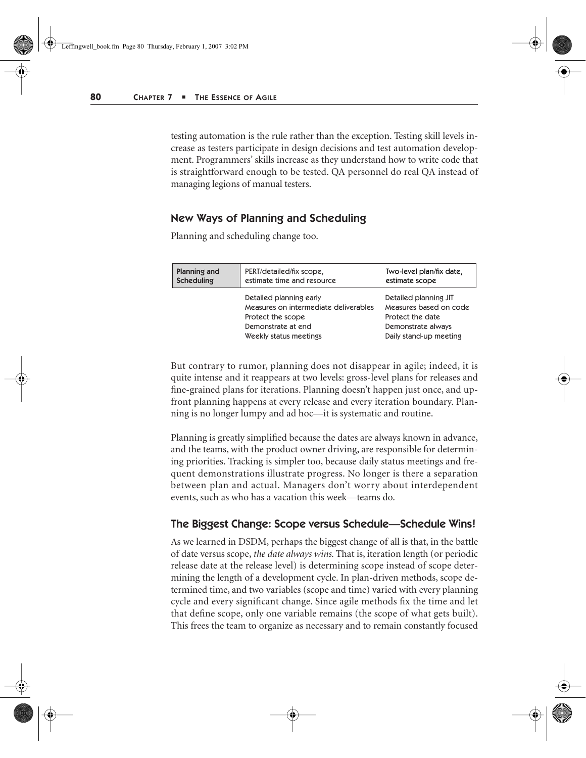testing automation is the rule rather than the exception. Testing skill levels increase as testers participate in design decisions and test automation development. Programmers' skills increase as they understand how to write code that is straightforward enough to be tested. QA personnel do real QA instead of managing legions of manual testers.

## New Ways of Planning and Scheduling

Planning and scheduling change too.

| Planning and Scheduling | PERT/detailed/fix scope, estimate time and resource | Two-level plan/fix date, estimate scope |
|---|---|---|
| | Detailed planning early<br>Measures on intermediate deliverables<br>Protect the scope<br>Demonstrate at end<br>Weekly status meetings | Detailed planning JIT<br>Measures based on code<br>Protect the date<br>Demonstrate always<br>Daily stand-up meeting |

But contrary to rumor, planning does not disappear in agile; indeed, it is quite intense and it reappears at two levels: gross-level plans for releases and fine-grained plans for iterations. Planning doesn't happen just once, and up-front planning happens at every release and every iteration boundary. Planning is no longer lumpy and ad hoc—it is systematic and routine.

Planning is greatly simplified because the dates are always known in advance, and the teams, with the product owner driving, are responsible for determining priorities. Tracking is simpler too, because daily status meetings and frequent demonstrations illustrate progress. No longer is there a separation between plan and actual. Managers don't worry about interdependent events, such as who has a vacation this week—teams do.

## The Biggest Change: Scope versus Schedule—Schedule Wins!

As we learned in DSDM, perhaps the biggest change of all is that, in the battle of date versus scope, *the date always wins.* That is, iteration length (or periodic release date at the release level) is determining scope instead of scope determining the length of a development cycle. In plan-driven methods, scope determined time, and two variables (scope and time) varied with every planning cycle and every significant change. Since agile methods fix the time and let that define scope, only one variable remains (the scope of what gets built). This frees the team to organize as necessary and to remain constantly focused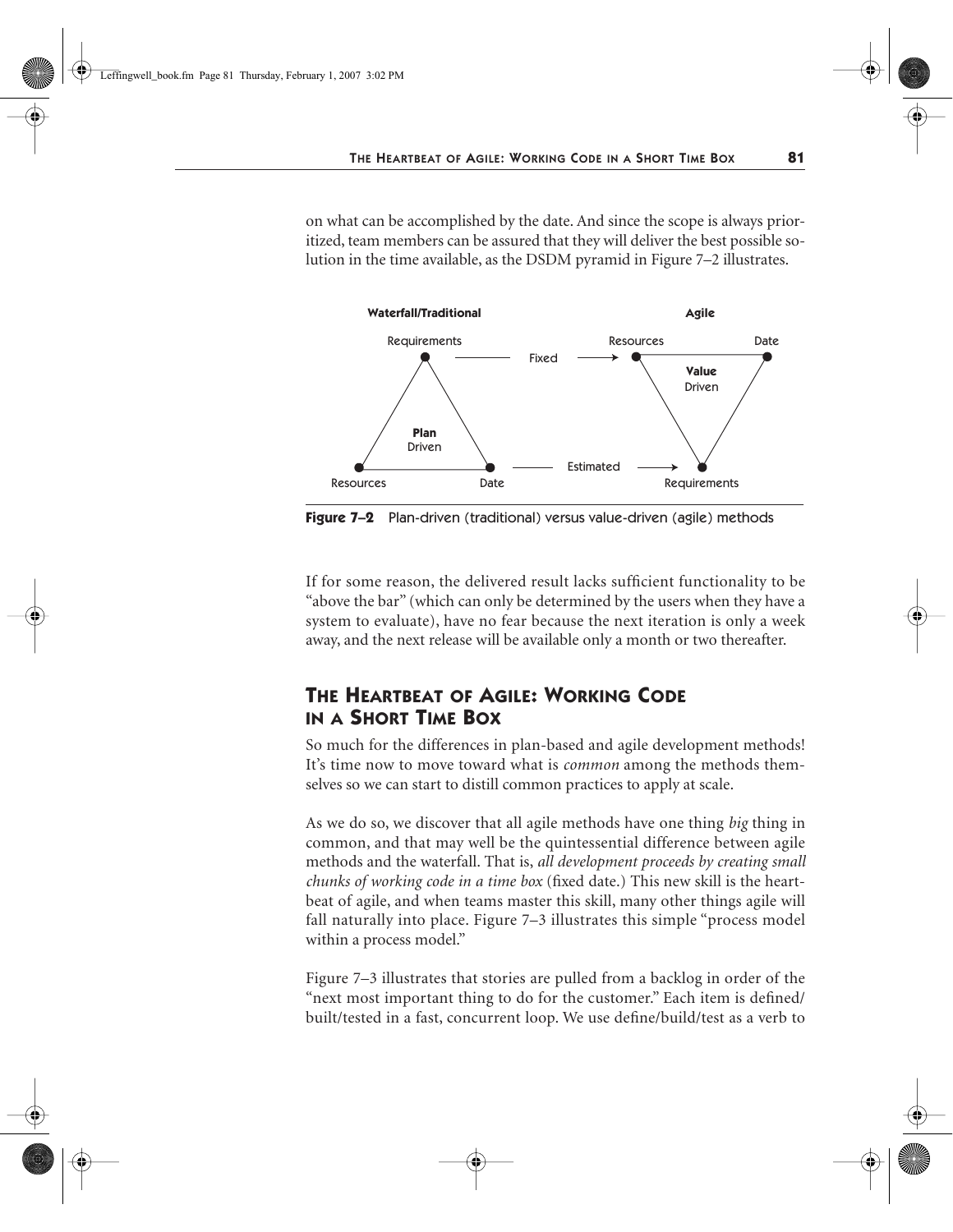on what can be accomplished by the date. And since the scope is always prioritized, team members can be assured that they will deliver the best possible solution in the time available, as the DSDM pyramid in Figure 7–2 illustrates.

**Figure 7–2** Plan-driven (traditional) versus value-driven (agile) methods

If for some reason, the delivered result lacks sufficient functionality to be "above the bar" (which can only be determined by the users when they have a system to evaluate), have no fear because the next iteration is only a week away, and the next release will be available only a month or two thereafter.

## The Heartbeat of Agile: Working Code in a Short Time Box

So much for the differences in plan-based and agile development methods! It's time now to move toward what is *common* among the methods themselves so we can start to distill common practices to apply at scale.

As we do so, we discover that all agile methods have one thing *big* thing in common, and that may well be the quintessential difference between agile methods and the waterfall. That is, *all development proceeds by creating small chunks of working code in a time box* (fixed date.) This new skill is the heartbeat of agile, and when teams master this skill, many other things agile will fall naturally into place. Figure 7–3 illustrates this simple "process model within a process model."

Figure 7–3 illustrates that stories are pulled from a backlog in order of the "next most important thing to do for the customer." Each item is defined/built/tested in a fast, concurrent loop. We use define/build/test as a verb to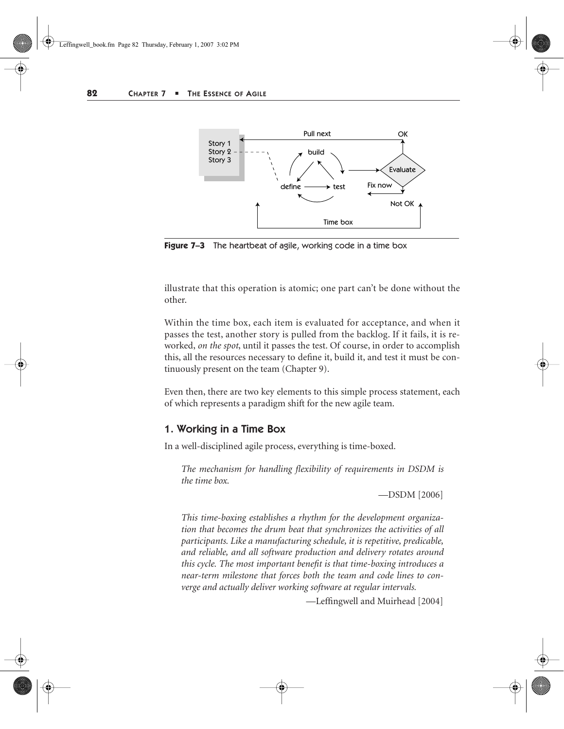Figure 7–3 The heartbeat of agile, working code in a time box

illustrate that this operation is atomic; one part can't be done without the other.

Within the time box, each item is evaluated for acceptance, and when it passes the test, another story is pulled from the backlog. If it fails, it is reworked, *on the spot*, until it passes the test. Of course, in order to accomplish this, all the resources necessary to define it, build it, and test it must be continuously present on the team (Chapter 9).

Even then, there are two key elements to this simple process statement, each of which represents a paradigm shift for the new agile team.

## 1. Working in a Time Box

In a well-disciplined agile process, everything is time-boxed.

> *The mechanism for handling flexibility of requirements in DSDM is the time box.*
>
> —DSDM [2006]

> *This time-boxing establishes a rhythm for the development organization that becomes the drum beat that synchronizes the activities of all participants. Like a manufacturing schedule, it is repetitive, predicable, and reliable, and all software production and delivery rotates around this cycle. The most important benefit is that time-boxing introduces a near-term milestone that forces both the team and code lines to converge and actually deliver working software at regular intervals.*
>
> —Leffingwell and Muirhead [2004]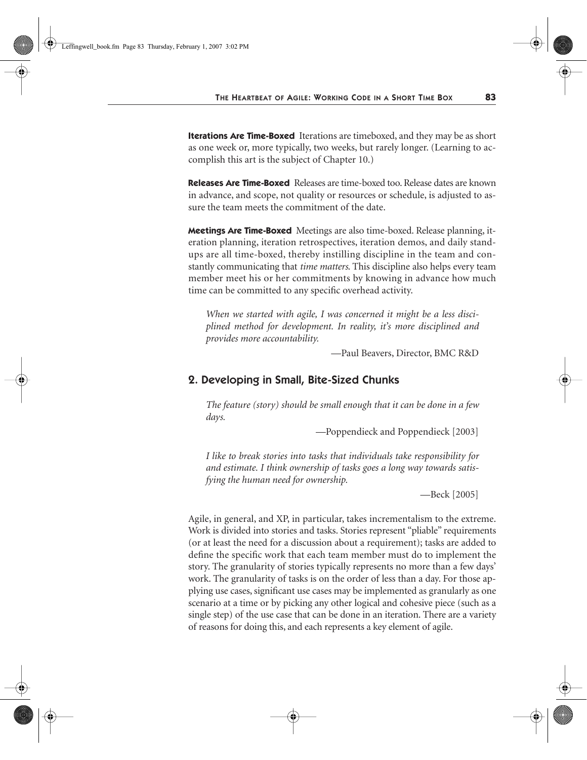**Iterations Are Time-Boxed** Iterations are timeboxed, and they may be as short as one week or, more typically, two weeks, but rarely longer. (Learning to accomplish this art is the subject of Chapter 10.)

**Releases Are Time-Boxed** Releases are time-boxed too. Release dates are known in advance, and scope, not quality or resources or schedule, is adjusted to assure the team meets the commitment of the date.

**Meetings Are Time-Boxed** Meetings are also time-boxed. Release planning, iteration planning, iteration retrospectives, iteration demos, and daily standups are all time-boxed, thereby instilling discipline in the team and constantly communicating that *time matters.* This discipline also helps every team member meet his or her commitments by knowing in advance how much time can be committed to any specific overhead activity.

> *When we started with agile, I was concerned it might be a less disciplined method for development. In reality, it's more disciplined and provides more accountability.*
>
> —Paul Beavers, Director, BMC R&D

## 2. Developing in Small, Bite-Sized Chunks

> *The feature (story) should be small enough that it can be done in a few days.*
>
> —Poppendieck and Poppendieck [2003]

> *I like to break stories into tasks that individuals take responsibility for and estimate. I think ownership of tasks goes a long way towards satisfying the human need for ownership.*
>
> —Beck [2005]

Agile, in general, and XP, in particular, takes incrementalism to the extreme. Work is divided into stories and tasks. Stories represent "pliable" requirements (or at least the need for a discussion about a requirement); tasks are added to define the specific work that each team member must do to implement the story. The granularity of stories typically represents no more than a few days' work. The granularity of tasks is on the order of less than a day. For those applying use cases, significant use cases may be implemented as granularly as one scenario at a time or by picking any other logical and cohesive piece (such as a single step) of the use case that can be done in an iteration. There are a variety of reasons for doing this, and each represents a key element of agile.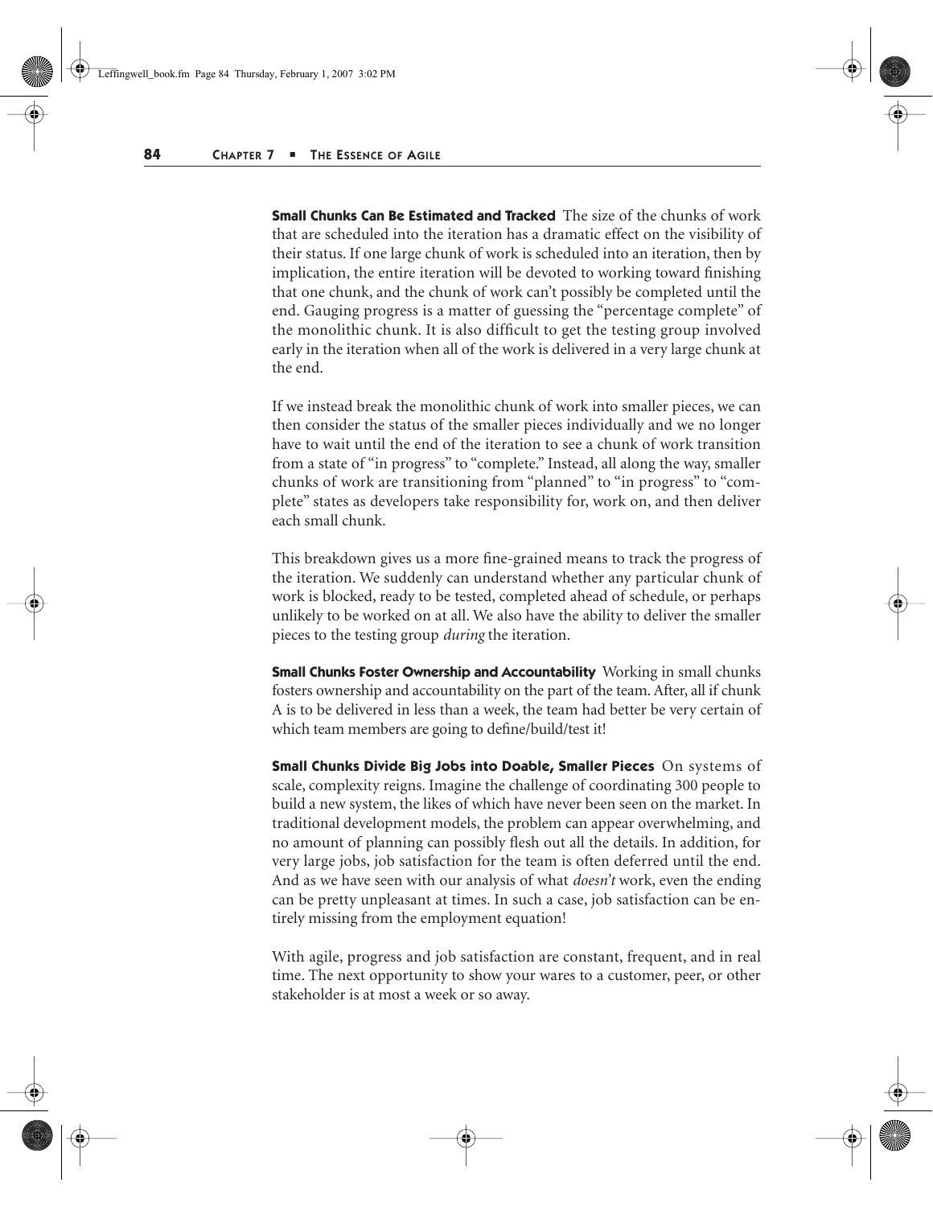**Small Chunks Can Be Estimated and Tracked** The size of the chunks of work that are scheduled into the iteration has a dramatic effect on the visibility of their status. If one large chunk of work is scheduled into an iteration, then by implication, the entire iteration will be devoted to working toward finishing that one chunk, and the chunk of work can't possibly be completed until the end. Gauging progress is a matter of guessing the "percentage complete" of the monolithic chunk. It is also difficult to get the testing group involved early in the iteration when all of the work is delivered in a very large chunk at the end.

If we instead break the monolithic chunk of work into smaller pieces, we can then consider the status of the smaller pieces individually and we no longer have to wait until the end of the iteration to see a chunk of work transition from a state of "in progress" to "complete." Instead, all along the way, smaller chunks of work are transitioning from "planned" to "in progress" to "complete" states as developers take responsibility for, work on, and then deliver each small chunk.

This breakdown gives us a more fine-grained means to track the progress of the iteration. We suddenly can understand whether any particular chunk of work is blocked, ready to be tested, completed ahead of schedule, or perhaps unlikely to be worked on at all. We also have the ability to deliver the smaller pieces to the testing group *during* the iteration.

**Small Chunks Foster Ownership and Accountability** Working in small chunks fosters ownership and accountability on the part of the team. After, all if chunk A is to be delivered in less than a week, the team had better be very certain of which team members are going to define/build/test it!

**Small Chunks Divide Big Jobs into Doable, Smaller Pieces** On systems of scale, complexity reigns. Imagine the challenge of coordinating 300 people to build a new system, the likes of which have never been seen on the market. In traditional development models, the problem can appear overwhelming, and no amount of planning can possibly flesh out all the details. In addition, for very large jobs, job satisfaction for the team is often deferred until the end. And as we have seen with our analysis of what *doesn't* work, even the ending can be pretty unpleasant at times. In such a case, job satisfaction can be entirely missing from the employment equation!

With agile, progress and job satisfaction are constant, frequent, and in real time. The next opportunity to show your wares to a customer, peer, or other stakeholder is at most a week or so away.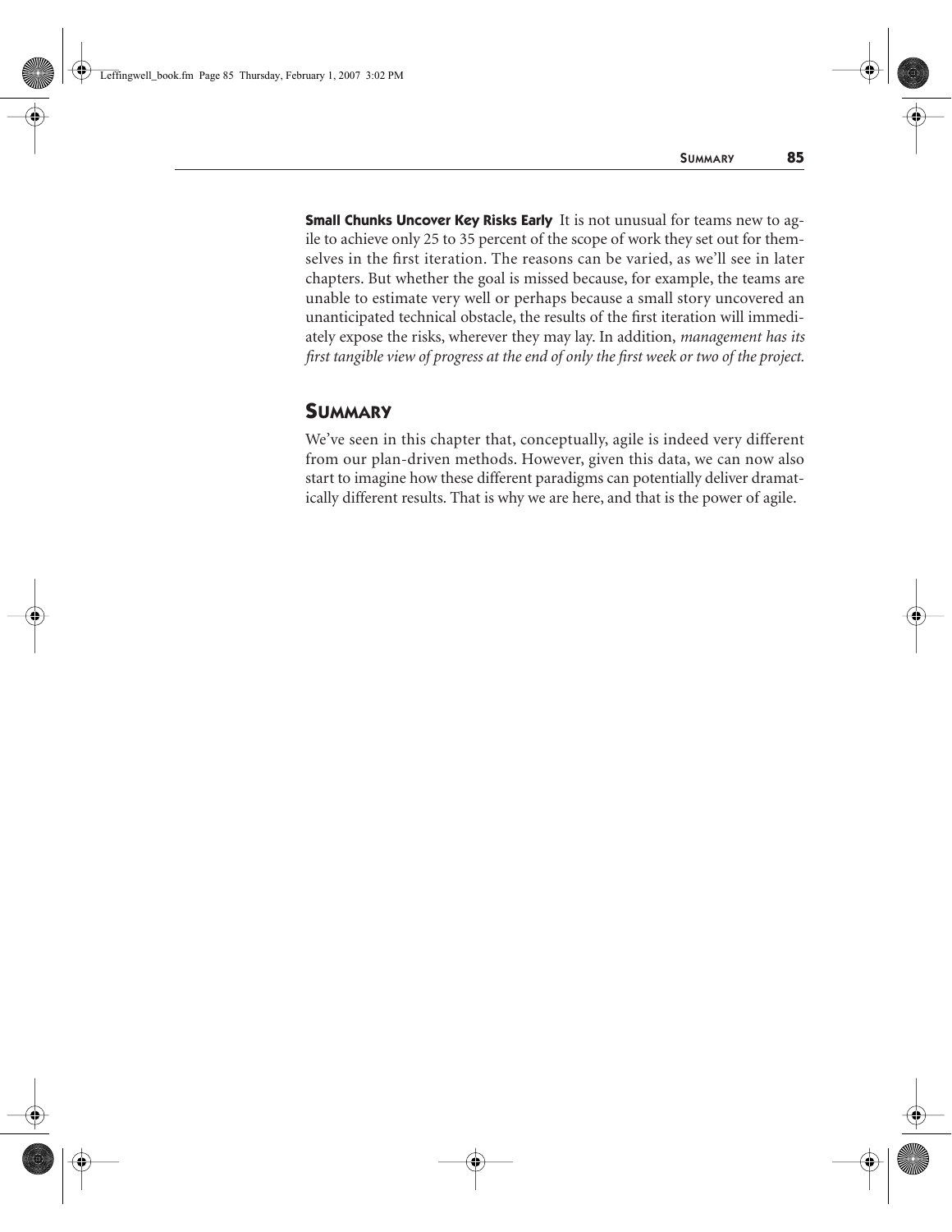**Small Chunks Uncover Key Risks Early** It is not unusual for teams new to agile to achieve only 25 to 35 percent of the scope of work they set out for themselves in the first iteration. The reasons can be varied, as we'll see in later chapters. But whether the goal is missed because, for example, the teams are unable to estimate very well or perhaps because a small story uncovered an unanticipated technical obstacle, the results of the first iteration will immediately expose the risks, wherever they may lay. In addition, *management has its first tangible view of progress at the end of only the first week or two of the project.*

## Summary

We've seen in this chapter that, conceptually, agile is indeed very different from our plan-driven methods. However, given this data, we can now also start to imagine how these different paradigms can potentially deliver dramatically different results. That is why we are here, and that is the power of agile.